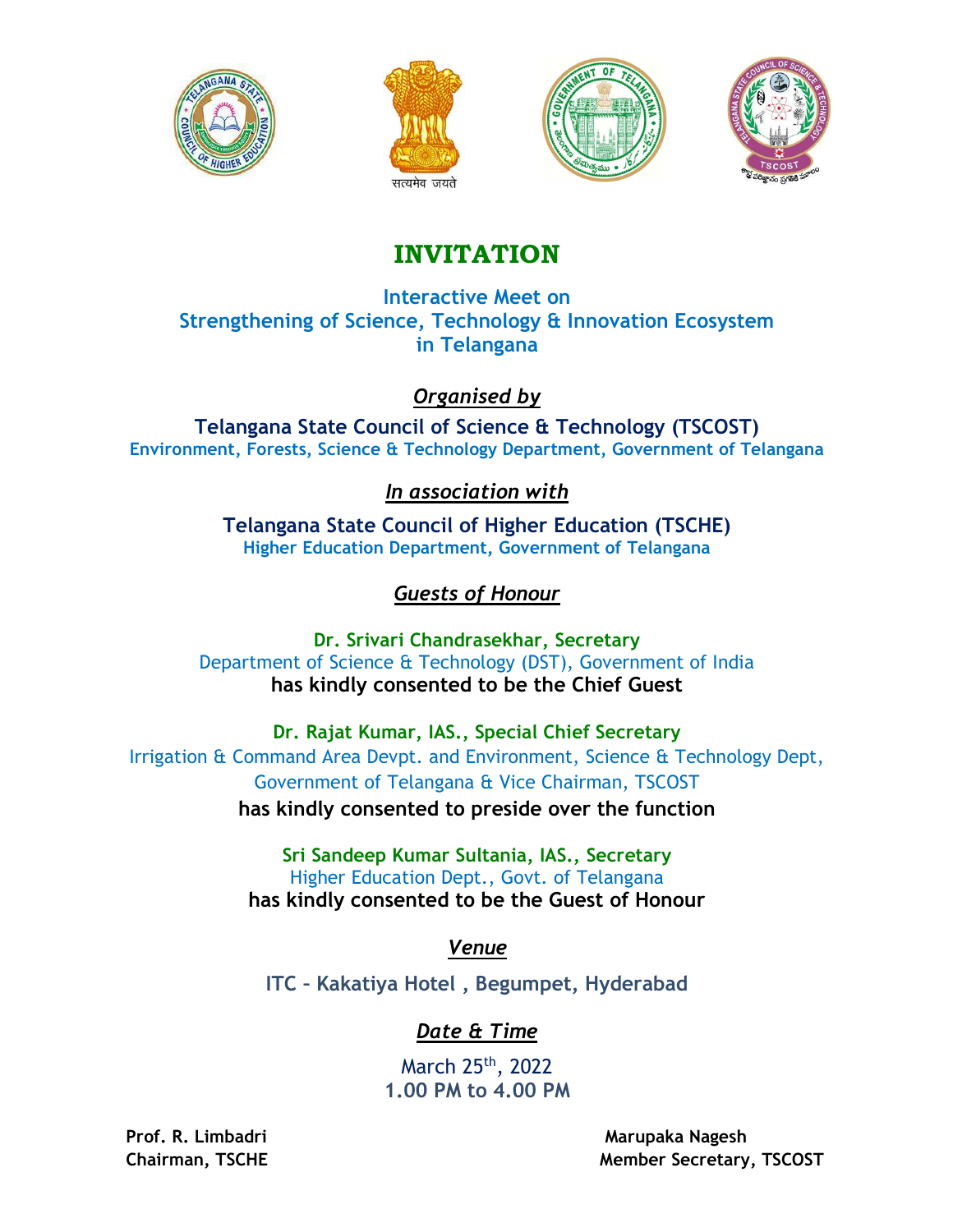# INVITATION

## Interactive Meet on Strengthening of Science, Technology & Innovation Ecosystem in Telangana

***Organised by***

**Telangana State Council of Science & Technology (TSCOST)**
**Environment, Forests, Science & Technology Department, Government of Telangana**

***In association with***

**Telangana State Council of Higher Education (TSCHE)**
**Higher Education Department, Government of Telangana**

***Guests of Honour***

**Dr. Srivari Chandrasekhar, Secretary**
Department of Science & Technology (DST), Government of India
**has kindly consented to be the Chief Guest**

**Dr. Rajat Kumar, IAS., Special Chief Secretary**
Irrigation & Command Area Devpt. and Environment, Science & Technology Dept, Government of Telangana & Vice Chairman, TSCOST
**has kindly consented to preside over the function**

**Sri Sandeep Kumar Sultania, IAS., Secretary**
Higher Education Dept., Govt. of Telangana
**has kindly consented to be the Guest of Honour**

***Venue***

**ITC – Kakatiya Hotel , Begumpet, Hyderabad**

***Date & Time***

March 25th, 2022
**1.00 PM to 4.00 PM**

**Prof. R. Limbadri**
**Chairman, TSCHE**

**Marupaka Nagesh**
**Member Secretary, TSCOST**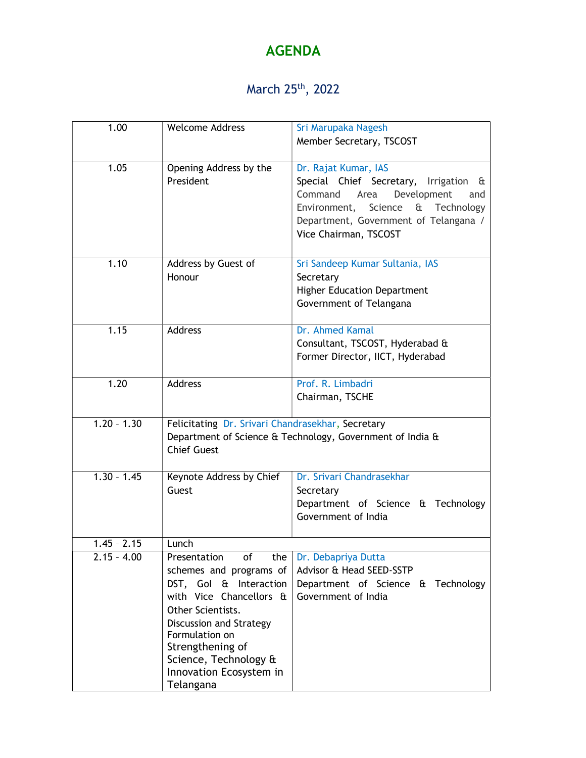# AGENDA

## March 25th, 2022

| | | |
|---|---|---|
| 1.00 | Welcome Address | Sri Marupaka Nagesh<br>Member Secretary, TSCOST |
| 1.05 | Opening Address by the President | Dr. Rajat Kumar, IAS<br>Special Chief Secretary, Irrigation & Command Area Development and Environment, Science & Technology Department, Government of Telangana / Vice Chairman, TSCOST |
| 1.10 | Address by Guest of Honour | Sri Sandeep Kumar Sultania, IAS<br>Secretary<br>Higher Education Department<br>Government of Telangana |
| 1.15 | Address | Dr. Ahmed Kamal<br>Consultant, TSCOST, Hyderabad &<br>Former Director, IICT, Hyderabad |
| 1.20 | Address | Prof. R. Limbadri<br>Chairman, TSCHE |
| 1.20 - 1.30 | Felicitating Dr. Srivari Chandrasekhar, Secretary Department of Science & Technology, Government of India & Chief Guest | |
| 1.30 - 1.45 | Keynote Address by Chief Guest | Dr. Srivari Chandrasekhar<br>Secretary<br>Department of Science & Technology<br>Government of India |
| 1.45 - 2.15 | Lunch | |
| 2.15 - 4.00 | Presentation of the schemes and programs of DST, GoI & Interaction with Vice Chancellors & Other Scientists.<br>Discussion and Strategy Formulation on Strengthening of Science, Technology & Innovation Ecosystem in Telangana | Dr. Debapriya Dutta<br>Advisor & Head SEED-SSTP<br>Department of Science & Technology<br>Government of India |